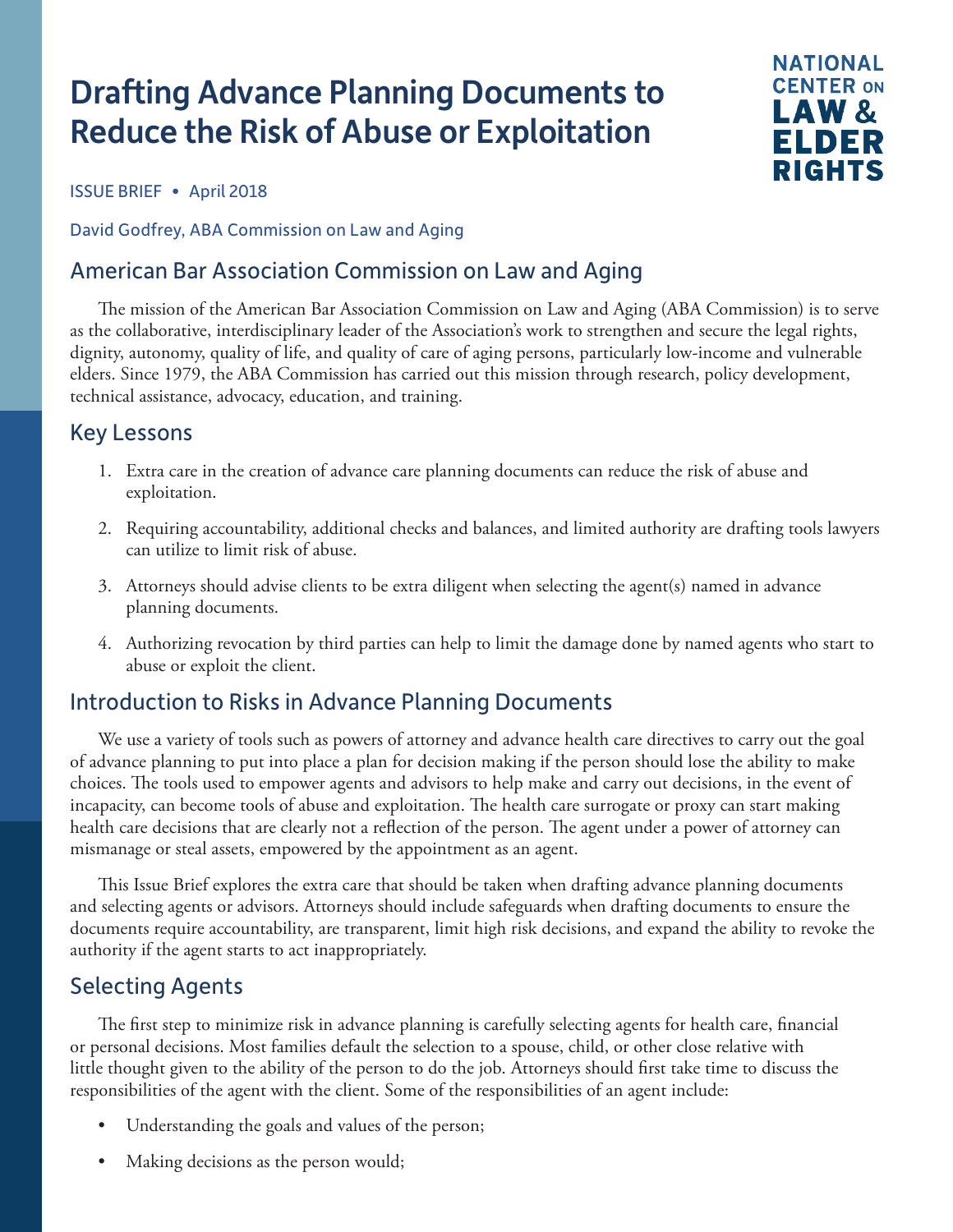# Drafting Advance Planning Documents to Reduce the Risk of Abuse or Exploitation

NATIONAL CENTER ON LAW & ELDER RIGHTS

ISSUE BRIEF • April 2018

David Godfrey, ABA Commission on Law and Aging

## American Bar Association Commission on Law and Aging

The mission of the American Bar Association Commission on Law and Aging (ABA Commission) is to serve as the collaborative, interdisciplinary leader of the Association's work to strengthen and secure the legal rights, dignity, autonomy, quality of life, and quality of care of aging persons, particularly low-income and vulnerable elders. Since 1979, the ABA Commission has carried out this mission through research, policy development, technical assistance, advocacy, education, and training.

## Key Lessons

1. Extra care in the creation of advance care planning documents can reduce the risk of abuse and exploitation.
2. Requiring accountability, additional checks and balances, and limited authority are drafting tools lawyers can utilize to limit risk of abuse.
3. Attorneys should advise clients to be extra diligent when selecting the agent(s) named in advance planning documents.
4. Authorizing revocation by third parties can help to limit the damage done by named agents who start to abuse or exploit the client.

## Introduction to Risks in Advance Planning Documents

We use a variety of tools such as powers of attorney and advance health care directives to carry out the goal of advance planning to put into place a plan for decision making if the person should lose the ability to make choices. The tools used to empower agents and advisors to help make and carry out decisions, in the event of incapacity, can become tools of abuse and exploitation. The health care surrogate or proxy can start making health care decisions that are clearly not a reflection of the person. The agent under a power of attorney can mismanage or steal assets, empowered by the appointment as an agent.

This Issue Brief explores the extra care that should be taken when drafting advance planning documents and selecting agents or advisors. Attorneys should include safeguards when drafting documents to ensure the documents require accountability, are transparent, limit high risk decisions, and expand the ability to revoke the authority if the agent starts to act inappropriately.

## Selecting Agents

The first step to minimize risk in advance planning is carefully selecting agents for health care, financial or personal decisions. Most families default the selection to a spouse, child, or other close relative with little thought given to the ability of the person to do the job. Attorneys should first take time to discuss the responsibilities of the agent with the client. Some of the responsibilities of an agent include:

- Understanding the goals and values of the person;
- Making decisions as the person would;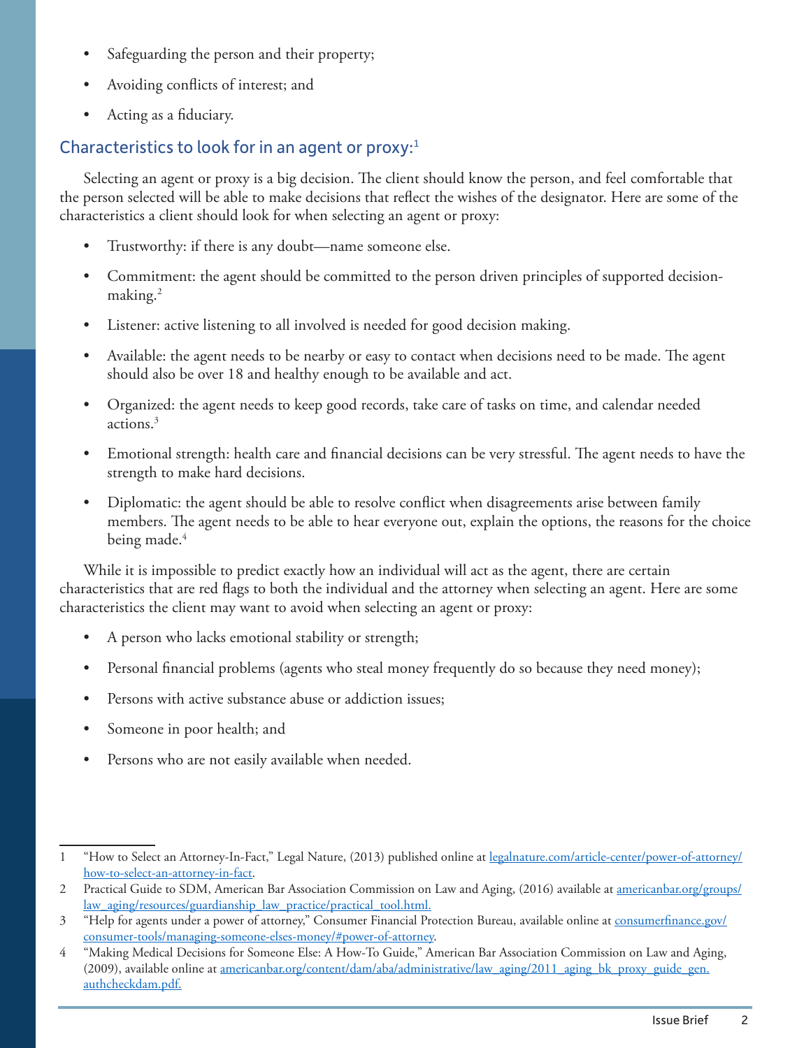- Safeguarding the person and their property;
- Avoiding conflicts of interest; and
- Acting as a fiduciary.

## Characteristics to look for in an agent or proxy:[1]

Selecting an agent or proxy is a big decision. The client should know the person, and feel comfortable that the person selected will be able to make decisions that reflect the wishes of the designator. Here are some of the characteristics a client should look for when selecting an agent or proxy:

- Trustworthy: if there is any doubt—name someone else.
- Commitment: the agent should be committed to the person driven principles of supported decision-making.[2]
- Listener: active listening to all involved is needed for good decision making.
- Available: the agent needs to be nearby or easy to contact when decisions need to be made. The agent should also be over 18 and healthy enough to be available and act.
- Organized: the agent needs to keep good records, take care of tasks on time, and calendar needed actions.[3]
- Emotional strength: health care and financial decisions can be very stressful. The agent needs to have the strength to make hard decisions.
- Diplomatic: the agent should be able to resolve conflict when disagreements arise between family members. The agent needs to be able to hear everyone out, explain the options, the reasons for the choice being made.[4]

While it is impossible to predict exactly how an individual will act as the agent, there are certain characteristics that are red flags to both the individual and the attorney when selecting an agent. Here are some characteristics the client may want to avoid when selecting an agent or proxy:

- A person who lacks emotional stability or strength;
- Personal financial problems (agents who steal money frequently do so because they need money);
- Persons with active substance abuse or addiction issues;
- Someone in poor health; and
- Persons who are not easily available when needed.

---

1 "How to Select an Attorney-In-Fact," Legal Nature, (2013) published online at legalnature.com/article-center/power-of-attorney/how-to-select-an-attorney-in-fact.

2 Practical Guide to SDM, American Bar Association Commission on Law and Aging, (2016) available at americanbar.org/groups/law_aging/resources/guardianship_law_practice/practical_tool.html.

3 "Help for agents under a power of attorney," Consumer Financial Protection Bureau, available online at consumerfinance.gov/consumer-tools/managing-someone-elses-money/#power-of-attorney.

4 "Making Medical Decisions for Someone Else: A How-To Guide," American Bar Association Commission on Law and Aging, (2009), available online at americanbar.org/content/dam/aba/administrative/law_aging/2011_aging_bk_proxy_guide_gen.authcheckdam.pdf.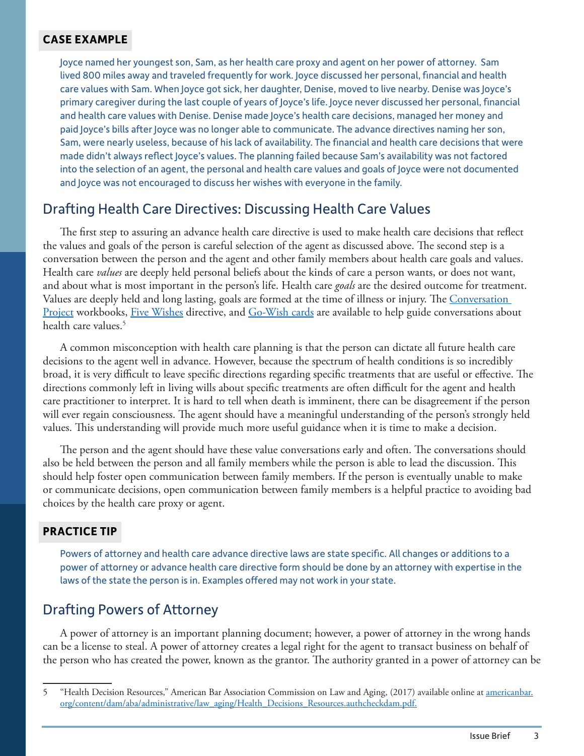**CASE EXAMPLE**

Joyce named her youngest son, Sam, as her health care proxy and agent on her power of attorney. Sam lived 800 miles away and traveled frequently for work. Joyce discussed her personal, financial and health care values with Sam. When Joyce got sick, her daughter, Denise, moved to live nearby. Denise was Joyce's primary caregiver during the last couple of years of Joyce's life. Joyce never discussed her personal, financial and health care values with Denise. Denise made Joyce's health care decisions, managed her money and paid Joyce's bills after Joyce was no longer able to communicate. The advance directives naming her son, Sam, were nearly useless, because of his lack of availability. The financial and health care decisions that were made didn't always reflect Joyce's values. The planning failed because Sam's availability was not factored into the selection of an agent, the personal and health care values and goals of Joyce were not documented and Joyce was not encouraged to discuss her wishes with everyone in the family.

## Drafting Health Care Directives: Discussing Health Care Values

The first step to assuring an advance health care directive is used to make health care decisions that reflect the values and goals of the person is careful selection of the agent as discussed above. The second step is a conversation between the person and the agent and other family members about health care goals and values. Health care *values* are deeply held personal beliefs about the kinds of care a person wants, or does not want, and about what is most important in the person's life. Health care *goals* are the desired outcome for treatment. Values are deeply held and long lasting, goals are formed at the time of illness or injury. The Conversation Project workbooks, Five Wishes directive, and Go-Wish cards are available to help guide conversations about health care values.[5]

A common misconception with health care planning is that the person can dictate all future health care decisions to the agent well in advance. However, because the spectrum of health conditions is so incredibly broad, it is very difficult to leave specific directions regarding specific treatments that are useful or effective. The directions commonly left in living wills about specific treatments are often difficult for the agent and health care practitioner to interpret. It is hard to tell when death is imminent, there can be disagreement if the person will ever regain consciousness. The agent should have a meaningful understanding of the person's strongly held values. This understanding will provide much more useful guidance when it is time to make a decision.

The person and the agent should have these value conversations early and often. The conversations should also be held between the person and all family members while the person is able to lead the discussion. This should help foster open communication between family members. If the person is eventually unable to make or communicate decisions, open communication between family members is a helpful practice to avoiding bad choices by the health care proxy or agent.

**PRACTICE TIP**

Powers of attorney and health care advance directive laws are state specific. All changes or additions to a power of attorney or advance health care directive form should be done by an attorney with expertise in the laws of the state the person is in. Examples offered may not work in your state.

## Drafting Powers of Attorney

A power of attorney is an important planning document; however, a power of attorney in the wrong hands can be a license to steal. A power of attorney creates a legal right for the agent to transact business on behalf of the person who has created the power, known as the grantor. The authority granted in a power of attorney can be

---

5 "Health Decision Resources," American Bar Association Commission on Law and Aging, (2017) available online at americanbar.org/content/dam/aba/administrative/law_aging/Health_Decisions_Resources.authcheckdam.pdf.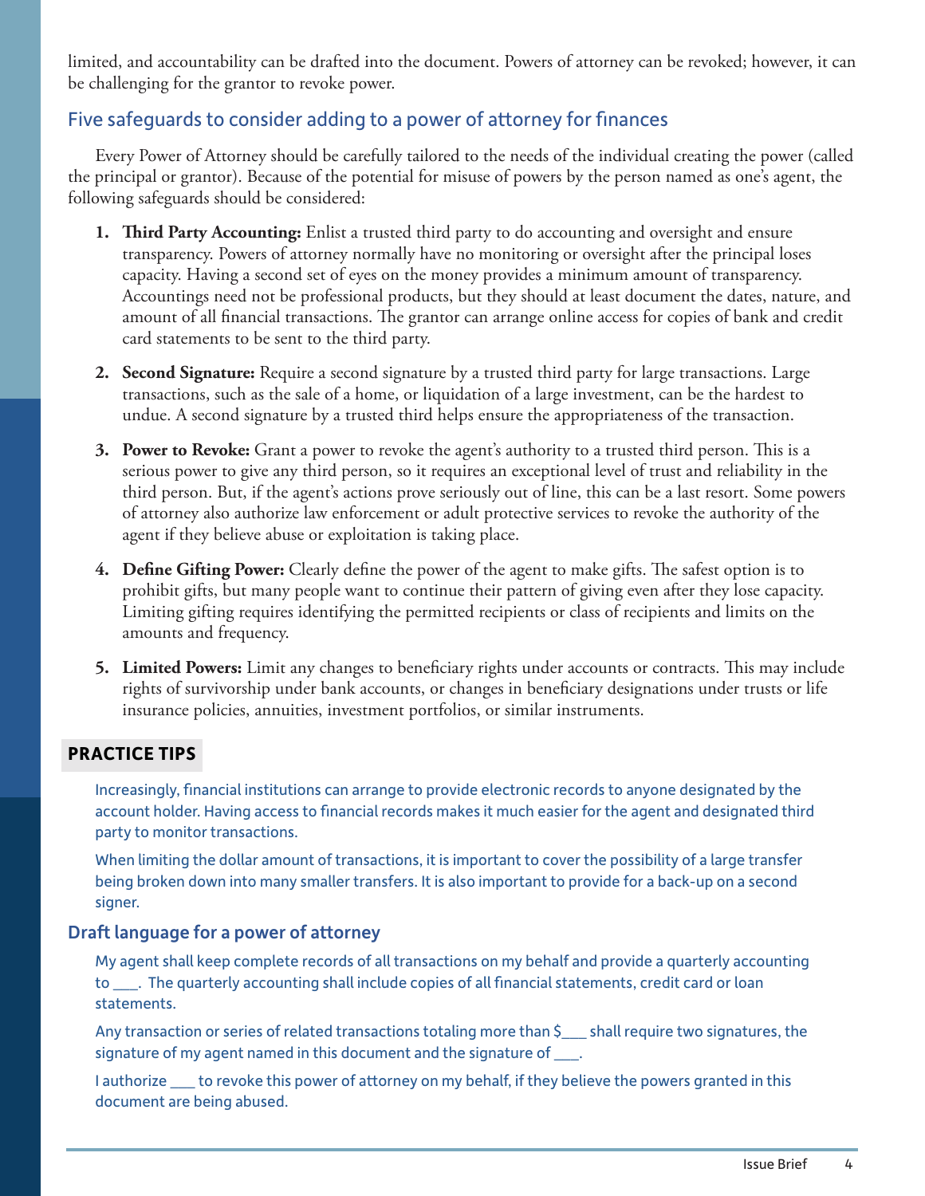limited, and accountability can be drafted into the document. Powers of attorney can be revoked; however, it can be challenging for the grantor to revoke power.

## Five safeguards to consider adding to a power of attorney for finances

Every Power of Attorney should be carefully tailored to the needs of the individual creating the power (called the principal or grantor). Because of the potential for misuse of powers by the person named as one's agent, the following safeguards should be considered:

1. **Third Party Accounting:** Enlist a trusted third party to do accounting and oversight and ensure transparency. Powers of attorney normally have no monitoring or oversight after the principal loses capacity. Having a second set of eyes on the money provides a minimum amount of transparency. Accountings need not be professional products, but they should at least document the dates, nature, and amount of all financial transactions. The grantor can arrange online access for copies of bank and credit card statements to be sent to the third party.

2. **Second Signature:** Require a second signature by a trusted third party for large transactions. Large transactions, such as the sale of a home, or liquidation of a large investment, can be the hardest to undue. A second signature by a trusted third helps ensure the appropriateness of the transaction.

3. **Power to Revoke:** Grant a power to revoke the agent's authority to a trusted third person. This is a serious power to give any third person, so it requires an exceptional level of trust and reliability in the third person. But, if the agent's actions prove seriously out of line, this can be a last resort. Some powers of attorney also authorize law enforcement or adult protective services to revoke the authority of the agent if they believe abuse or exploitation is taking place.

4. **Define Gifting Power:** Clearly define the power of the agent to make gifts. The safest option is to prohibit gifts, but many people want to continue their pattern of giving even after they lose capacity. Limiting gifting requires identifying the permitted recipients or class of recipients and limits on the amounts and frequency.

5. **Limited Powers:** Limit any changes to beneficiary rights under accounts or contracts. This may include rights of survivorship under bank accounts, or changes in beneficiary designations under trusts or life insurance policies, annuities, investment portfolios, or similar instruments.

### PRACTICE TIPS

Increasingly, financial institutions can arrange to provide electronic records to anyone designated by the account holder. Having access to financial records makes it much easier for the agent and designated third party to monitor transactions.

When limiting the dollar amount of transactions, it is important to cover the possibility of a large transfer being broken down into many smaller transfers. It is also important to provide for a back-up on a second signer.

### Draft language for a power of attorney

My agent shall keep complete records of all transactions on my behalf and provide a quarterly accounting to ___. The quarterly accounting shall include copies of all financial statements, credit card or loan statements.

Any transaction or series of related transactions totaling more than $___ shall require two signatures, the signature of my agent named in this document and the signature of ___.

I authorize ___ to revoke this power of attorney on my behalf, if they believe the powers granted in this document are being abused.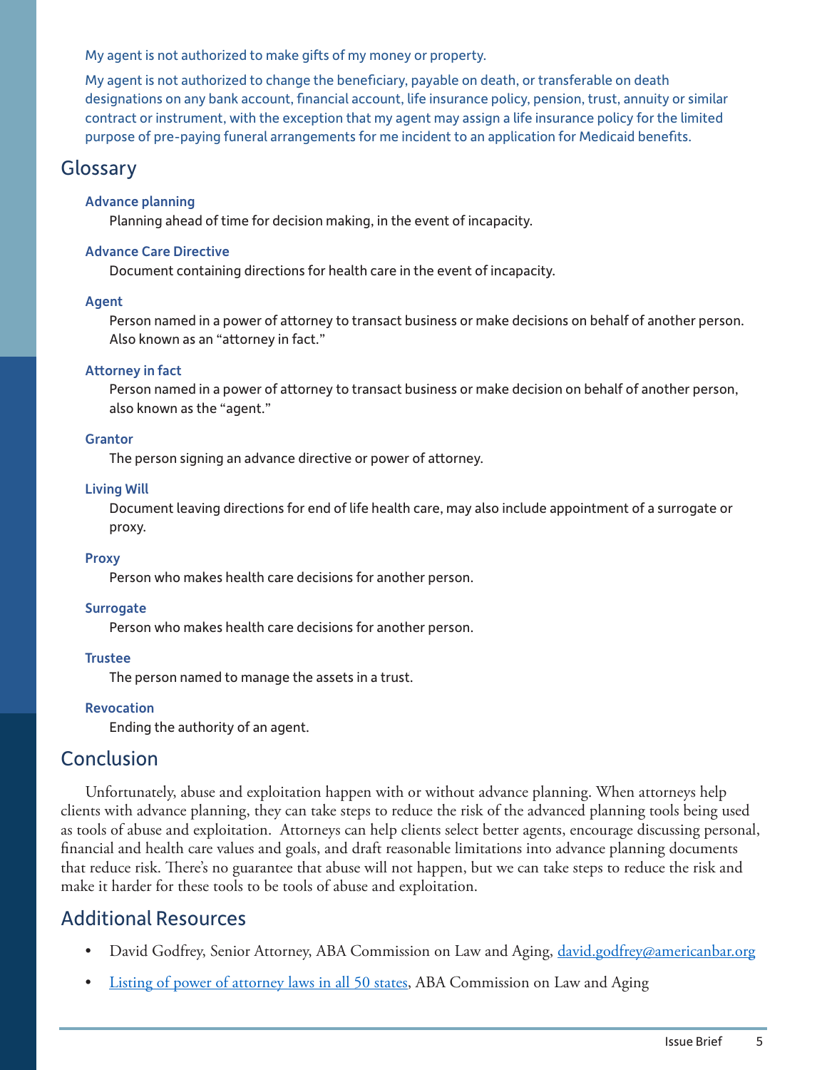My agent is not authorized to make gifts of my money or property.

My agent is not authorized to change the beneficiary, payable on death, or transferable on death designations on any bank account, financial account, life insurance policy, pension, trust, annuity or similar contract or instrument, with the exception that my agent may assign a life insurance policy for the limited purpose of pre-paying funeral arrangements for me incident to an application for Medicaid benefits.

## Glossary

**Advance planning**
Planning ahead of time for decision making, in the event of incapacity.

**Advance Care Directive**
Document containing directions for health care in the event of incapacity.

**Agent**
Person named in a power of attorney to transact business or make decisions on behalf of another person. Also known as an "attorney in fact."

**Attorney in fact**
Person named in a power of attorney to transact business or make decision on behalf of another person, also known as the "agent."

**Grantor**
The person signing an advance directive or power of attorney.

**Living Will**
Document leaving directions for end of life health care, may also include appointment of a surrogate or proxy.

**Proxy**
Person who makes health care decisions for another person.

**Surrogate**
Person who makes health care decisions for another person.

**Trustee**
The person named to manage the assets in a trust.

**Revocation**
Ending the authority of an agent.

## Conclusion

Unfortunately, abuse and exploitation happen with or without advance planning. When attorneys help clients with advance planning, they can take steps to reduce the risk of the advanced planning tools being used as tools of abuse and exploitation. Attorneys can help clients select better agents, encourage discussing personal, financial and health care values and goals, and draft reasonable limitations into advance planning documents that reduce risk. There's no guarantee that abuse will not happen, but we can take steps to reduce the risk and make it harder for these tools to be tools of abuse and exploitation.

## Additional Resources

- David Godfrey, Senior Attorney, ABA Commission on Law and Aging, david.godfrey@americanbar.org
- Listing of power of attorney laws in all 50 states, ABA Commission on Law and Aging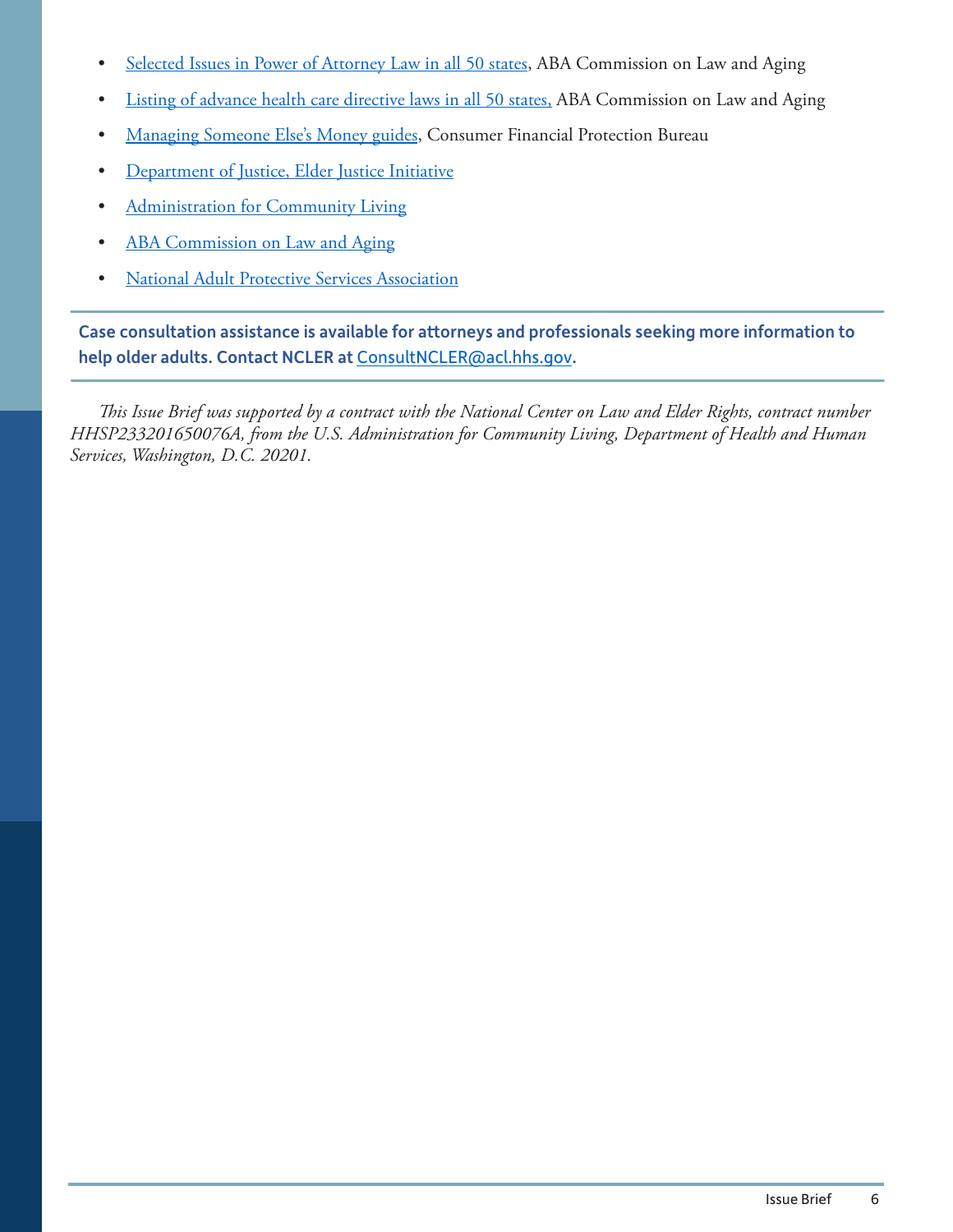- Selected Issues in Power of Attorney Law in all 50 states, ABA Commission on Law and Aging
- Listing of advance health care directive laws in all 50 states, ABA Commission on Law and Aging
- Managing Someone Else's Money guides, Consumer Financial Protection Bureau
- Department of Justice, Elder Justice Initiative
- Administration for Community Living
- ABA Commission on Law and Aging
- National Adult Protective Services Association

**Case consultation assistance is available for attorneys and professionals seeking more information to help older adults. Contact NCLER at ConsultNCLER@acl.hhs.gov.**

*This Issue Brief was supported by a contract with the National Center on Law and Elder Rights, contract number HHSP233201650076A, from the U.S. Administration for Community Living, Department of Health and Human Services, Washington, D.C. 20201.*